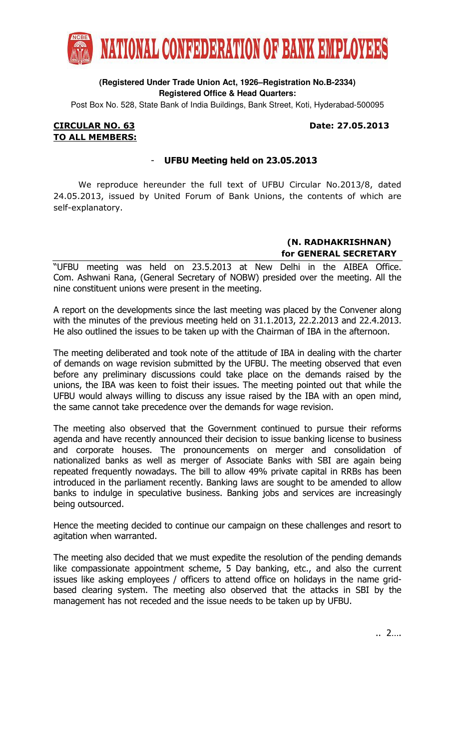# NATIONAL CONFEDERATION OF BANK EMPLOYEES

**(Registered Under Trade Union Act, 1926–Registration No.B-2334)**
**Registered Office & Head Quarters:**
Post Box No. 528, State Bank of India Buildings, Bank Street, Koti, Hyderabad-500095

**CIRCULAR NO. 63** **Date: 27.05.2013**
**TO ALL MEMBERS:**

## - UFBU Meeting held on 23.05.2013

We reproduce hereunder the full text of UFBU Circular No.2013/8, dated 24.05.2013, issued by United Forum of Bank Unions, the contents of which are self-explanatory.

**(N. RADHAKRISHNAN)**
**for GENERAL SECRETARY**

---

"UFBU meeting was held on 23.5.2013 at New Delhi in the AIBEA Office. Com. Ashwani Rana, (General Secretary of NOBW) presided over the meeting. All the nine constituent unions were present in the meeting.

A report on the developments since the last meeting was placed by the Convener along with the minutes of the previous meeting held on 31.1.2013, 22.2.2013 and 22.4.2013. He also outlined the issues to be taken up with the Chairman of IBA in the afternoon.

The meeting deliberated and took note of the attitude of IBA in dealing with the charter of demands on wage revision submitted by the UFBU. The meeting observed that even before any preliminary discussions could take place on the demands raised by the unions, the IBA was keen to foist their issues. The meeting pointed out that while the UFBU would always willing to discuss any issue raised by the IBA with an open mind, the same cannot take precedence over the demands for wage revision.

The meeting also observed that the Government continued to pursue their reforms agenda and have recently announced their decision to issue banking license to business and corporate houses. The pronouncements on merger and consolidation of nationalized banks as well as merger of Associate Banks with SBI are again being repeated frequently nowadays. The bill to allow 49% private capital in RRBs has been introduced in the parliament recently. Banking laws are sought to be amended to allow banks to indulge in speculative business. Banking jobs and services are increasingly being outsourced.

Hence the meeting decided to continue our campaign on these challenges and resort to agitation when warranted.

The meeting also decided that we must expedite the resolution of the pending demands like compassionate appointment scheme, 5 Day banking, etc., and also the current issues like asking employees / officers to attend office on holidays in the name grid-based clearing system. The meeting also observed that the attacks in SBI by the management has not receded and the issue needs to be taken up by UFBU.

.. 2….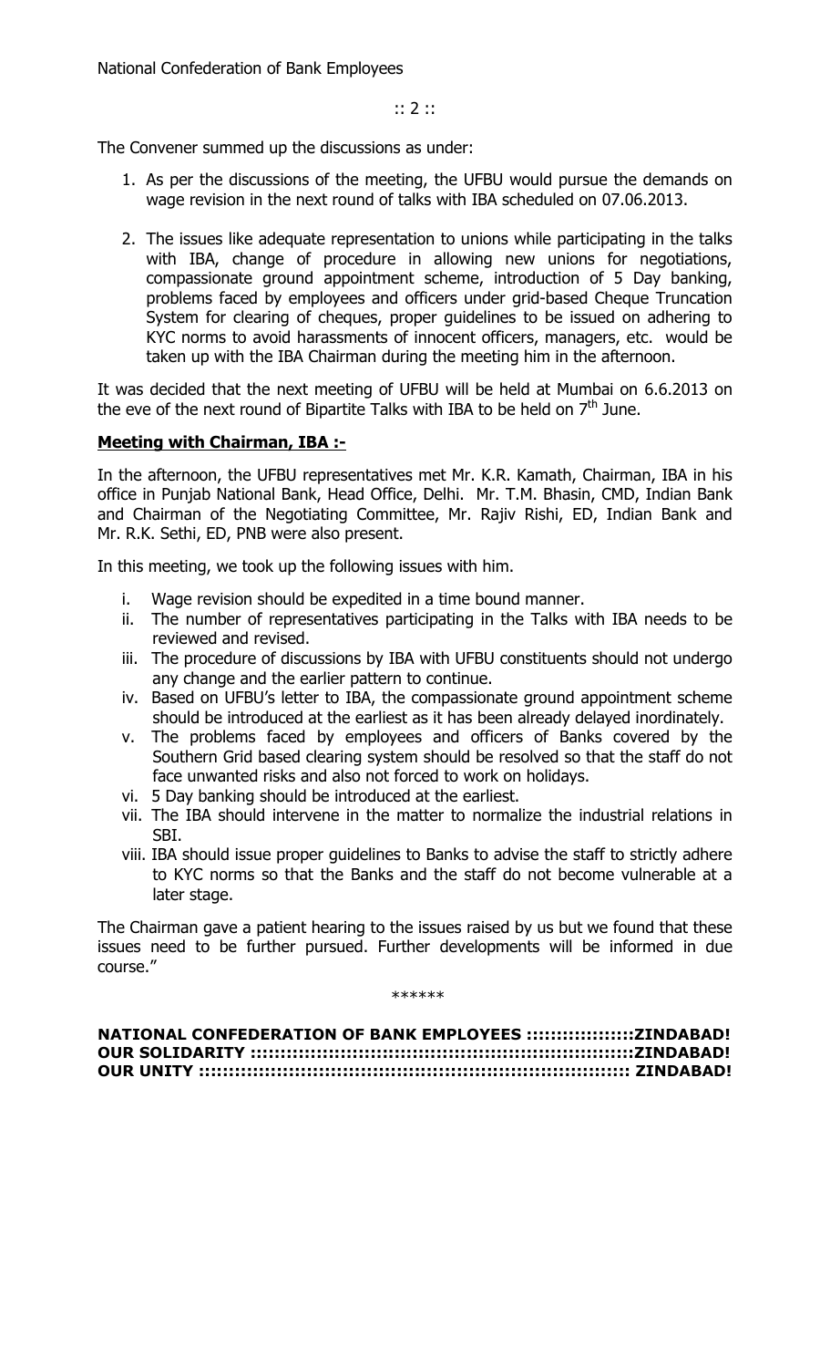The Convener summed up the discussions as under:

1. As per the discussions of the meeting, the UFBU would pursue the demands on wage revision in the next round of talks with IBA scheduled on 07.06.2013.

2. The issues like adequate representation to unions while participating in the talks with IBA, change of procedure in allowing new unions for negotiations, compassionate ground appointment scheme, introduction of 5 Day banking, problems faced by employees and officers under grid-based Cheque Truncation System for clearing of cheques, proper guidelines to be issued on adhering to KYC norms to avoid harassments of innocent officers, managers, etc. would be taken up with the IBA Chairman during the meeting him in the afternoon.

It was decided that the next meeting of UFBU will be held at Mumbai on 6.6.2013 on the eve of the next round of Bipartite Talks with IBA to be held on 7th June.

**Meeting with Chairman, IBA :-**

In the afternoon, the UFBU representatives met Mr. K.R. Kamath, Chairman, IBA in his office in Punjab National Bank, Head Office, Delhi. Mr. T.M. Bhasin, CMD, Indian Bank and Chairman of the Negotiating Committee, Mr. Rajiv Rishi, ED, Indian Bank and Mr. R.K. Sethi, ED, PNB were also present.

In this meeting, we took up the following issues with him.

i. Wage revision should be expedited in a time bound manner.
ii. The number of representatives participating in the Talks with IBA needs to be reviewed and revised.
iii. The procedure of discussions by IBA with UFBU constituents should not undergo any change and the earlier pattern to continue.
iv. Based on UFBU's letter to IBA, the compassionate ground appointment scheme should be introduced at the earliest as it has been already delayed inordinately.
v. The problems faced by employees and officers of Banks covered by the Southern Grid based clearing system should be resolved so that the staff do not face unwanted risks and also not forced to work on holidays.
vi. 5 Day banking should be introduced at the earliest.
vii. The IBA should intervene in the matter to normalize the industrial relations in SBI.
viii. IBA should issue proper guidelines to Banks to advise the staff to strictly adhere to KYC norms so that the Banks and the staff do not become vulnerable at a later stage.

The Chairman gave a patient hearing to the issues raised by us but we found that these issues need to be further pursued. Further developments will be informed in due course."

******

**NATIONAL CONFEDERATION OF BANK EMPLOYEES ::::::::::::::::::ZINDABAD!**
**OUR SOLIDARITY ::::::::::::::::::::::::::::::::::::::::::::::::::::::::::::ZINDABAD!**
**OUR UNITY ::::::::::::::::::::::::::::::::::::::::::::::::::::::::::::::::::::: ZINDABAD!**